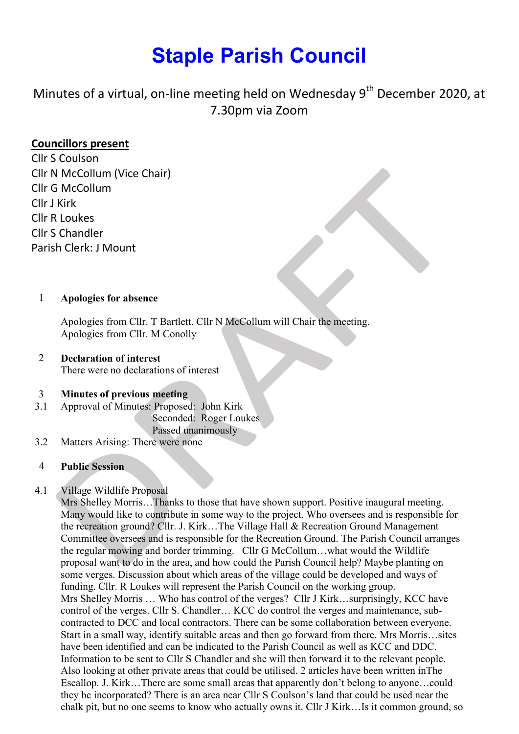# Staple Parish Council

Minutes of a virtual, on-line meeting held on Wednesday 9th December 2020, at 7.30pm via Zoom

**Councillors present**

Cllr S Coulson
Cllr N McCollum (Vice Chair)
Cllr G McCollum
Cllr J Kirk
Cllr R Loukes
Cllr S Chandler
Parish Clerk: J Mount

1 **Apologies for absence**

Apologies from Cllr. T Bartlett. Cllr N McCollum will Chair the meeting.
Apologies from Cllr. M Conolly

2 **Declaration of interest**
There were no declarations of interest

3 **Minutes of previous meeting**

3.1 Approval of Minutes: Proposed: John Kirk
Seconded: Roger Loukes
Passed unanimously

3.2 Matters Arising: There were none

4 **Public Session**

4.1 Village Wildlife Proposal
Mrs Shelley Morris…Thanks to those that have shown support. Positive inaugural meeting. Many would like to contribute in some way to the project. Who oversees and is responsible for the recreation ground? Cllr. J. Kirk…The Village Hall & Recreation Ground Management Committee oversees and is responsible for the Recreation Ground. The Parish Council arranges the regular mowing and border trimming. Cllr G McCollum…what would the Wildlife proposal want to do in the area, and how could the Parish Council help? Maybe planting on some verges. Discussion about which areas of the village could be developed and ways of funding. Cllr. R Loukes will represent the Parish Council on the working group.
Mrs Shelley Morris … Who has control of the verges? Cllr J Kirk…surprisingly, KCC have control of the verges. Cllr S. Chandler… KCC do control the verges and maintenance, sub-contracted to DCC and local contractors. There can be some collaboration between everyone. Start in a small way, identify suitable areas and then go forward from there. Mrs Morris…sites have been identified and can be indicated to the Parish Council as well as KCC and DDC. Information to be sent to Cllr S Chandler and she will then forward it to the relevant people. Also looking at other private areas that could be utilised. 2 articles have been written inThe Escallop. J. Kirk…There are some small areas that apparently don't belong to anyone…could they be incorporated? There is an area near Cllr S Coulson's land that could be used near the chalk pit, but no one seems to know who actually owns it. Cllr J Kirk…Is it common ground, so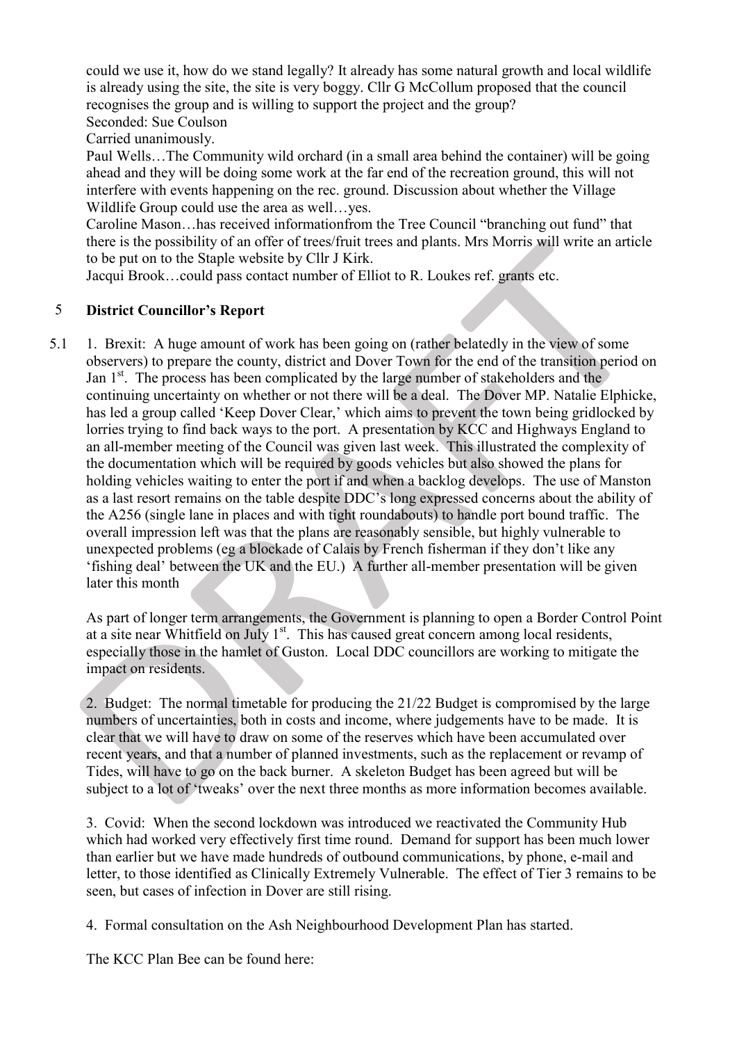could we use it, how do we stand legally? It already has some natural growth and local wildlife is already using the site, the site is very boggy. Cllr G McCollum proposed that the council recognises the group and is willing to support the project and the group?
Seconded: Sue Coulson
Carried unanimously.
Paul Wells…The Community wild orchard (in a small area behind the container) will be going ahead and they will be doing some work at the far end of the recreation ground, this will not interfere with events happening on the rec. ground. Discussion about whether the Village Wildlife Group could use the area as well…yes.
Caroline Mason…has received informationfrom the Tree Council "branching out fund" that there is the possibility of an offer of trees/fruit trees and plants. Mrs Morris will write an article to be put on to the Staple website by Cllr J Kirk.
Jacqui Brook…could pass contact number of Elliot to R. Loukes ref. grants etc.

## 5 District Councillor's Report

5.1 1. Brexit: A huge amount of work has been going on (rather belatedly in the view of some observers) to prepare the county, district and Dover Town for the end of the transition period on Jan 1st. The process has been complicated by the large number of stakeholders and the continuing uncertainty on whether or not there will be a deal. The Dover MP. Natalie Elphicke, has led a group called 'Keep Dover Clear,' which aims to prevent the town being gridlocked by lorries trying to find back ways to the port. A presentation by KCC and Highways England to an all-member meeting of the Council was given last week. This illustrated the complexity of the documentation which will be required by goods vehicles but also showed the plans for holding vehicles waiting to enter the port if and when a backlog develops. The use of Manston as a last resort remains on the table despite DDC's long expressed concerns about the ability of the A256 (single lane in places and with tight roundabouts) to handle port bound traffic. The overall impression left was that the plans are reasonably sensible, but highly vulnerable to unexpected problems (eg a blockade of Calais by French fisherman if they don't like any 'fishing deal' between the UK and the EU.) A further all-member presentation will be given later this month

As part of longer term arrangements, the Government is planning to open a Border Control Point at a site near Whitfield on July 1st. This has caused great concern among local residents, especially those in the hamlet of Guston. Local DDC councillors are working to mitigate the impact on residents.

2. Budget: The normal timetable for producing the 21/22 Budget is compromised by the large numbers of uncertainties, both in costs and income, where judgements have to be made. It is clear that we will have to draw on some of the reserves which have been accumulated over recent years, and that a number of planned investments, such as the replacement or revamp of Tides, will have to go on the back burner. A skeleton Budget has been agreed but will be subject to a lot of 'tweaks' over the next three months as more information becomes available.

3. Covid: When the second lockdown was introduced we reactivated the Community Hub which had worked very effectively first time round. Demand for support has been much lower than earlier but we have made hundreds of outbound communications, by phone, e-mail and letter, to those identified as Clinically Extremely Vulnerable. The effect of Tier 3 remains to be seen, but cases of infection in Dover are still rising.

4. Formal consultation on the Ash Neighbourhood Development Plan has started.

The KCC Plan Bee can be found here: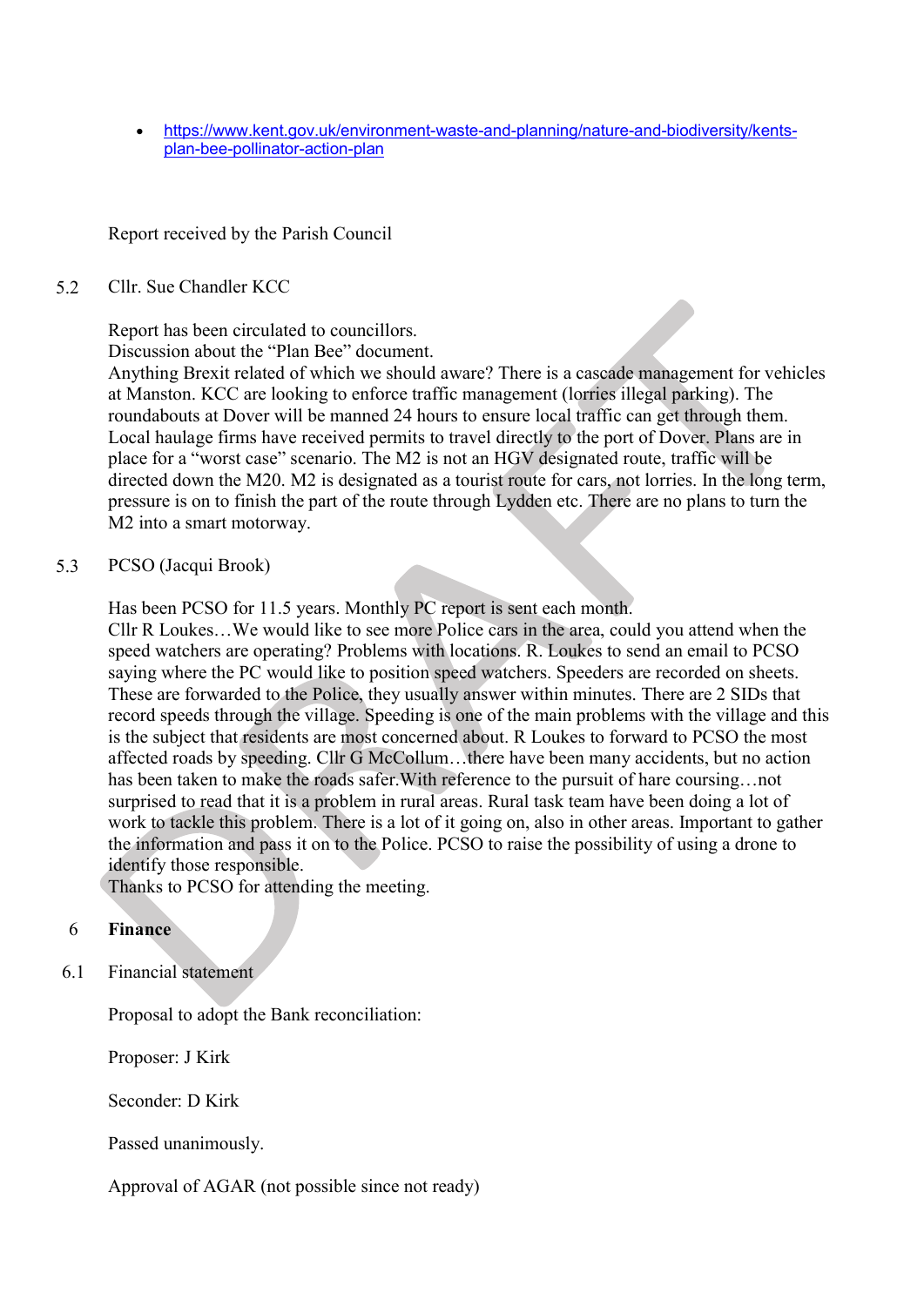- https://www.kent.gov.uk/environment-waste-and-planning/nature-and-biodiversity/kents-plan-bee-pollinator-action-plan

Report received by the Parish Council

5.2 Cllr. Sue Chandler KCC

Report has been circulated to councillors.
Discussion about the "Plan Bee" document.
Anything Brexit related of which we should aware? There is a cascade management for vehicles at Manston. KCC are looking to enforce traffic management (lorries illegal parking). The roundabouts at Dover will be manned 24 hours to ensure local traffic can get through them. Local haulage firms have received permits to travel directly to the port of Dover. Plans are in place for a "worst case" scenario. The M2 is not an HGV designated route, traffic will be directed down the M20. M2 is designated as a tourist route for cars, not lorries. In the long term, pressure is on to finish the part of the route through Lydden etc. There are no plans to turn the M2 into a smart motorway.

5.3 PCSO (Jacqui Brook)

Has been PCSO for 11.5 years. Monthly PC report is sent each month.
Cllr R Loukes…We would like to see more Police cars in the area, could you attend when the speed watchers are operating? Problems with locations. R. Loukes to send an email to PCSO saying where the PC would like to position speed watchers. Speeders are recorded on sheets. These are forwarded to the Police, they usually answer within minutes. There are 2 SIDs that record speeds through the village. Speeding is one of the main problems with the village and this is the subject that residents are most concerned about. R Loukes to forward to PCSO the most affected roads by speeding. Cllr G McCollum…there have been many accidents, but no action has been taken to make the roads safer.With reference to the pursuit of hare coursing…not surprised to read that it is a problem in rural areas. Rural task team have been doing a lot of work to tackle this problem. There is a lot of it going on, also in other areas. Important to gather the information and pass it on to the Police. PCSO to raise the possibility of using a drone to identify those responsible.
Thanks to PCSO for attending the meeting.

## 6 Finance

6.1 Financial statement

Proposal to adopt the Bank reconciliation:

Proposer: J Kirk

Seconder: D Kirk

Passed unanimously.

Approval of AGAR (not possible since not ready)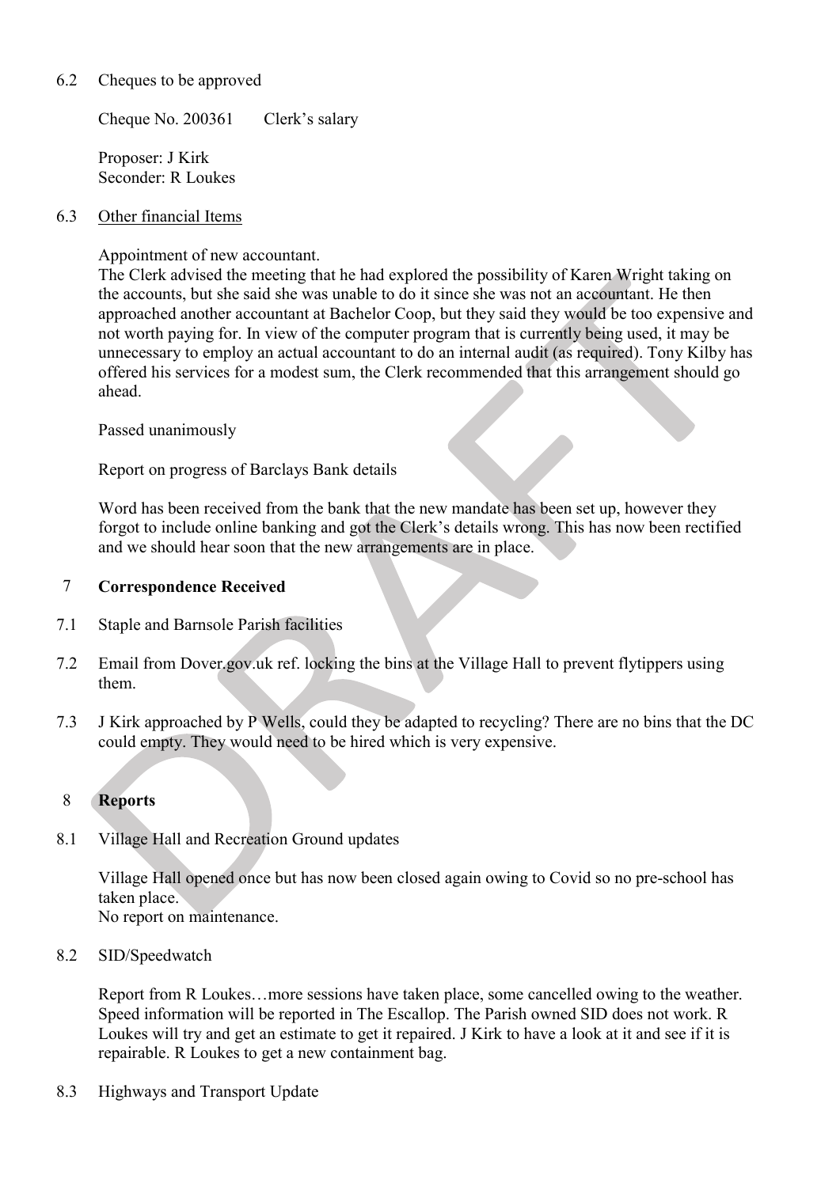6.2 Cheques to be approved

Cheque No. 200361 Clerk's salary

Proposer: J Kirk
Seconder: R Loukes

6.3 <u>Other financial Items</u>

Appointment of new accountant.
The Clerk advised the meeting that he had explored the possibility of Karen Wright taking on the accounts, but she said she was unable to do it since she was not an accountant. He then approached another accountant at Bachelor Coop, but they said they would be too expensive and not worth paying for. In view of the computer program that is currently being used, it may be unnecessary to employ an actual accountant to do an internal audit (as required). Tony Kilby has offered his services for a modest sum, the Clerk recommended that this arrangement should go ahead.

Passed unanimously

Report on progress of Barclays Bank details

Word has been received from the bank that the new mandate has been set up, however they forgot to include online banking and got the Clerk's details wrong. This has now been rectified and we should hear soon that the new arrangements are in place.

7 **Correspondence Received**

7.1 Staple and Barnsole Parish facilities

7.2 Email from Dover.gov.uk ref. locking the bins at the Village Hall to prevent flytippers using them.

7.3 J Kirk approached by P Wells, could they be adapted to recycling? There are no bins that the DC could empty. They would need to be hired which is very expensive.

8 **Reports**

8.1 Village Hall and Recreation Ground updates

Village Hall opened once but has now been closed again owing to Covid so no pre-school has taken place.
No report on maintenance.

8.2 SID/Speedwatch

Report from R Loukes…more sessions have taken place, some cancelled owing to the weather. Speed information will be reported in The Escallop. The Parish owned SID does not work. R Loukes will try and get an estimate to get it repaired. J Kirk to have a look at it and see if it is repairable. R Loukes to get a new containment bag.

8.3 Highways and Transport Update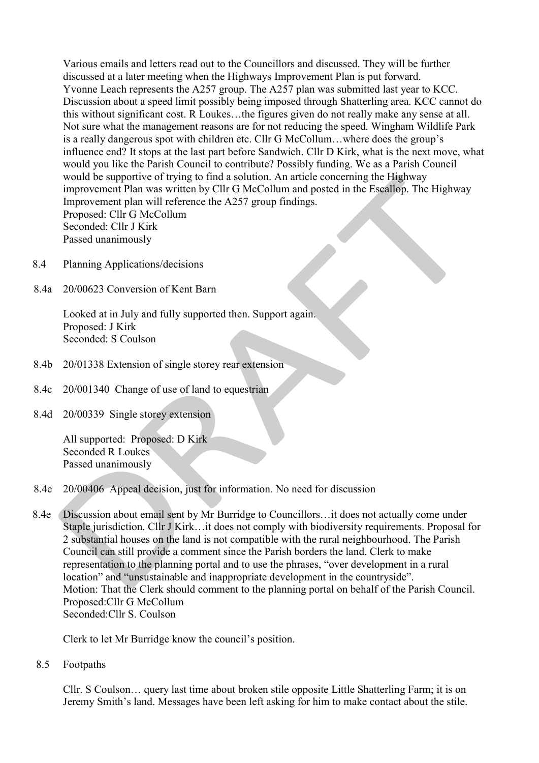Various emails and letters read out to the Councillors and discussed. They will be further discussed at a later meeting when the Highways Improvement Plan is put forward.
Yvonne Leach represents the A257 group. The A257 plan was submitted last year to KCC. Discussion about a speed limit possibly being imposed through Shatterling area. KCC cannot do this without significant cost. R Loukes…the figures given do not really make any sense at all. Not sure what the management reasons are for not reducing the speed. Wingham Wildlife Park is a really dangerous spot with children etc. Cllr G McCollum…where does the group's influence end? It stops at the last part before Sandwich. Cllr D Kirk, what is the next move, what would you like the Parish Council to contribute? Possibly funding. We as a Parish Council would be supportive of trying to find a solution. An article concerning the Highway improvement Plan was written by Cllr G McCollum and posted in the Escallop. The Highway Improvement plan will reference the A257 group findings.
Proposed: Cllr G McCollum
Seconded: Cllr J Kirk
Passed unanimously

8.4 Planning Applications/decisions

8.4a 20/00623 Conversion of Kent Barn

Looked at in July and fully supported then. Support again.
Proposed: J Kirk
Seconded: S Coulson

8.4b 20/01338 Extension of single storey rear extension

8.4c 20/001340 Change of use of land to equestrian

8.4d 20/00339 Single storey extension

All supported: Proposed: D Kirk
Seconded R Loukes
Passed unanimously

8.4e 20/00406 Appeal decision, just for information. No need for discussion

8.4e Discussion about email sent by Mr Burridge to Councillors…it does not actually come under Staple jurisdiction. Cllr J Kirk…it does not comply with biodiversity requirements. Proposal for 2 substantial houses on the land is not compatible with the rural neighbourhood. The Parish Council can still provide a comment since the Parish borders the land. Clerk to make representation to the planning portal and to use the phrases, "over development in a rural location" and "unsustainable and inappropriate development in the countryside".
Motion: That the Clerk should comment to the planning portal on behalf of the Parish Council.
Proposed:Cllr G McCollum
Seconded:Cllr S. Coulson

Clerk to let Mr Burridge know the council's position.

8.5 Footpaths

Cllr. S Coulson… query last time about broken stile opposite Little Shatterling Farm; it is on Jeremy Smith's land. Messages have been left asking for him to make contact about the stile.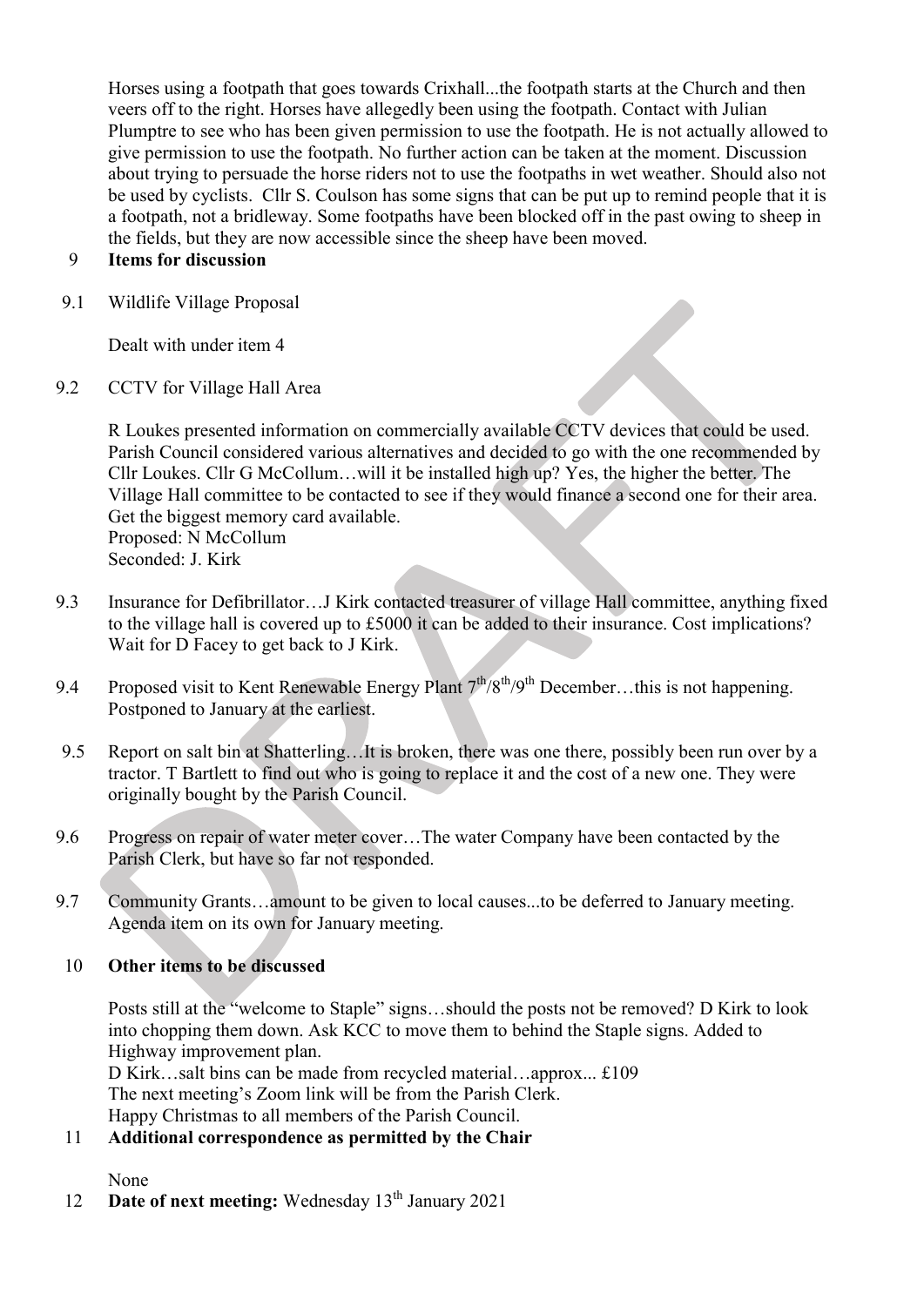Horses using a footpath that goes towards Crixhall...the footpath starts at the Church and then veers off to the right. Horses have allegedly been using the footpath. Contact with Julian Plumptre to see who has been given permission to use the footpath. He is not actually allowed to give permission to use the footpath. No further action can be taken at the moment. Discussion about trying to persuade the horse riders not to use the footpaths in wet weather. Should also not be used by cyclists. Cllr S. Coulson has some signs that can be put up to remind people that it is a footpath, not a bridleway. Some footpaths have been blocked off in the past owing to sheep in the fields, but they are now accessible since the sheep have been moved.

9 **Items for discussion**

9.1 Wildlife Village Proposal

Dealt with under item 4

9.2 CCTV for Village Hall Area

R Loukes presented information on commercially available CCTV devices that could be used. Parish Council considered various alternatives and decided to go with the one recommended by Cllr Loukes. Cllr G McCollum…will it be installed high up? Yes, the higher the better. The Village Hall committee to be contacted to see if they would finance a second one for their area. Get the biggest memory card available.
Proposed: N McCollum
Seconded: J. Kirk

9.3 Insurance for Defibrillator…J Kirk contacted treasurer of village Hall committee, anything fixed to the village hall is covered up to £5000 it can be added to their insurance. Cost implications? Wait for D Facey to get back to J Kirk.

9.4 Proposed visit to Kent Renewable Energy Plant 7th/8th/9th December…this is not happening. Postponed to January at the earliest.

9.5 Report on salt bin at Shatterling…It is broken, there was one there, possibly been run over by a tractor. T Bartlett to find out who is going to replace it and the cost of a new one. They were originally bought by the Parish Council.

9.6 Progress on repair of water meter cover…The water Company have been contacted by the Parish Clerk, but have so far not responded.

9.7 Community Grants…amount to be given to local causes...to be deferred to January meeting. Agenda item on its own for January meeting.

10 **Other items to be discussed**

Posts still at the "welcome to Staple" signs…should the posts not be removed? D Kirk to look into chopping them down. Ask KCC to move them to behind the Staple signs. Added to Highway improvement plan.
D Kirk…salt bins can be made from recycled material…approx... £109
The next meeting's Zoom link will be from the Parish Clerk.
Happy Christmas to all members of the Parish Council.

11 **Additional correspondence as permitted by the Chair**

None

12 **Date of next meeting:** Wednesday 13th January 2021